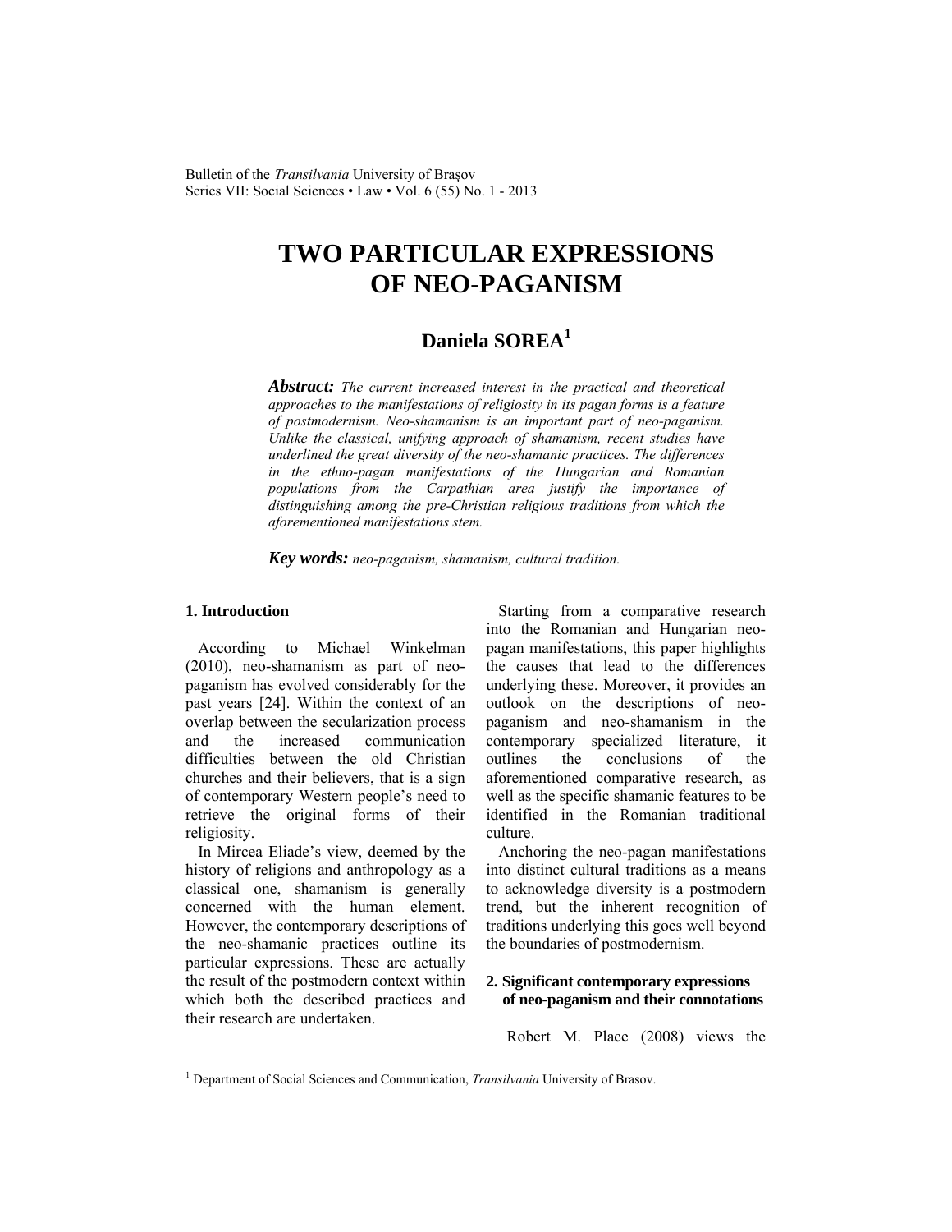# TWO PARTICULAR EXPRESSIONS OF NEO-PAGANISM

## Daniela SOREA[1]

***Abstract:*** *The current increased interest in the practical and theoretical approaches to the manifestations of religiosity in its pagan forms is a feature of postmodernism. Neo-shamanism is an important part of neo-paganism. Unlike the classical, unifying approach of shamanism, recent studies have underlined the great diversity of the neo-shamanic practices. The differences in the ethno-pagan manifestations of the Hungarian and Romanian populations from the Carpathian area justify the importance of distinguishing among the pre-Christian religious traditions from which the aforementioned manifestations stem.*

***Key words:*** *neo-paganism, shamanism, cultural tradition.*

## 1. Introduction

According to Michael Winkelman (2010), neo-shamanism as part of neo-paganism has evolved considerably for the past years [24]. Within the context of an overlap between the secularization process and the increased communication difficulties between the old Christian churches and their believers, that is a sign of contemporary Western people's need to retrieve the original forms of their religiosity.

In Mircea Eliade's view, deemed by the history of religions and anthropology as a classical one, shamanism is generally concerned with the human element. However, the contemporary descriptions of the neo-shamanic practices outline its particular expressions. These are actually the result of the postmodern context within which both the described practices and their research are undertaken.

Starting from a comparative research into the Romanian and Hungarian neo-pagan manifestations, this paper highlights the causes that lead to the differences underlying these. Moreover, it provides an outlook on the descriptions of neo-paganism and neo-shamanism in the contemporary specialized literature, it outlines the conclusions of the aforementioned comparative research, as well as the specific shamanic features to be identified in the Romanian traditional culture.

Anchoring the neo-pagan manifestations into distinct cultural traditions as a means to acknowledge diversity is a postmodern trend, but the inherent recognition of traditions underlying this goes well beyond the boundaries of postmodernism.

## 2. Significant contemporary expressions of neo-paganism and their connotations

Robert M. Place (2008) views the

---

[1] Department of Social Sciences and Communication, *Transilvania* University of Brasov.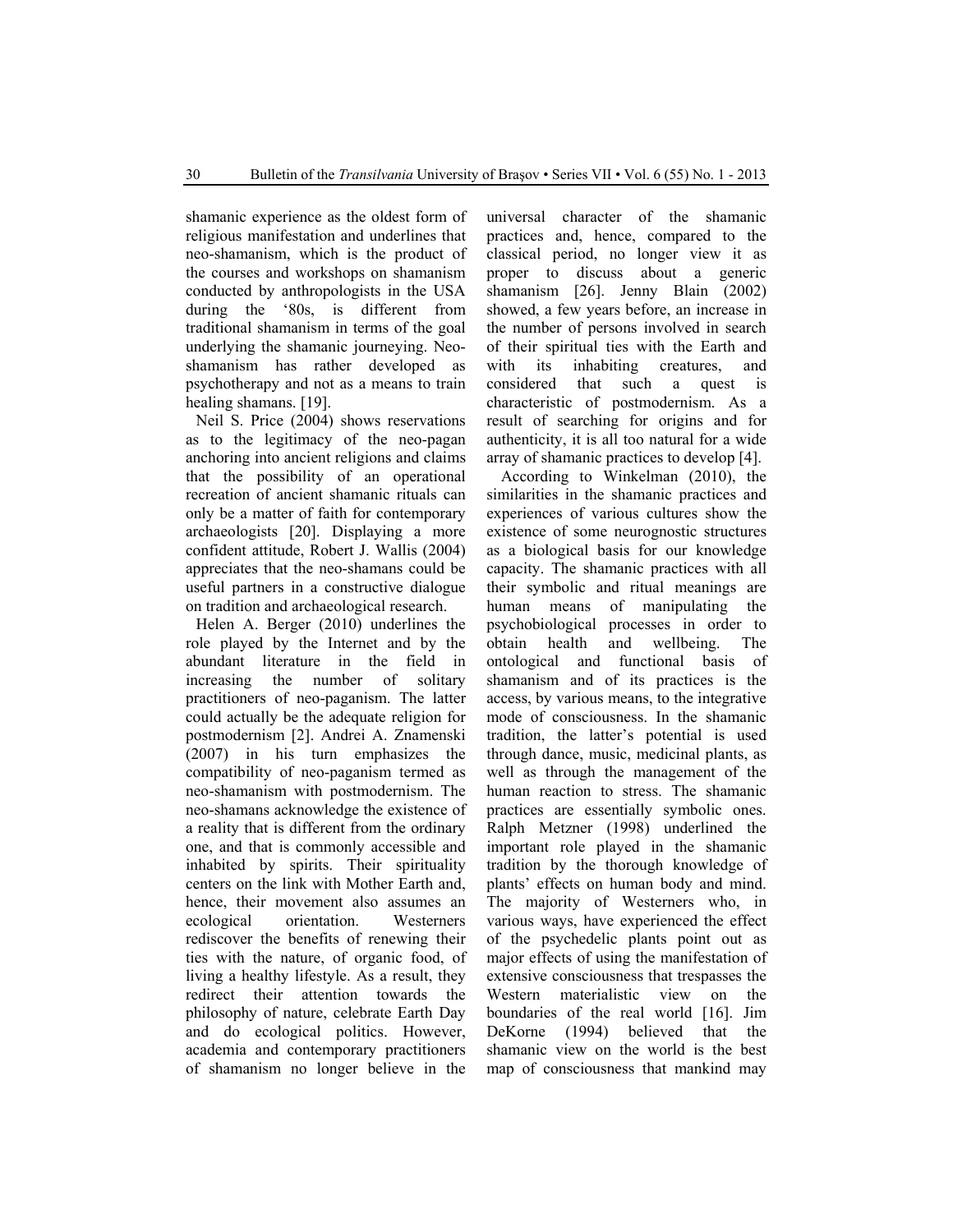shamanic experience as the oldest form of religious manifestation and underlines that neo-shamanism, which is the product of the courses and workshops on shamanism conducted by anthropologists in the USA during the '80s, is different from traditional shamanism in terms of the goal underlying the shamanic journeying. Neo-shamanism has rather developed as psychotherapy and not as a means to train healing shamans. [19].

Neil S. Price (2004) shows reservations as to the legitimacy of the neo-pagan anchoring into ancient religions and claims that the possibility of an operational recreation of ancient shamanic rituals can only be a matter of faith for contemporary archaeologists [20]. Displaying a more confident attitude, Robert J. Wallis (2004) appreciates that the neo-shamans could be useful partners in a constructive dialogue on tradition and archaeological research.

Helen A. Berger (2010) underlines the role played by the Internet and by the abundant literature in the field in increasing the number of solitary practitioners of neo-paganism. The latter could actually be the adequate religion for postmodernism [2]. Andrei A. Znamenski (2007) in his turn emphasizes the compatibility of neo-paganism termed as neo-shamanism with postmodernism. The neo-shamans acknowledge the existence of a reality that is different from the ordinary one, and that is commonly accessible and inhabited by spirits. Their spirituality centers on the link with Mother Earth and, hence, their movement also assumes an ecological orientation. Westerners rediscover the benefits of renewing their ties with the nature, of organic food, of living a healthy lifestyle. As a result, they redirect their attention towards the philosophy of nature, celebrate Earth Day and do ecological politics. However, academia and contemporary practitioners of shamanism no longer believe in the universal character of the shamanic practices and, hence, compared to the classical period, no longer view it as proper to discuss about a generic shamanism [26]. Jenny Blain (2002) showed, a few years before, an increase in the number of persons involved in search of their spiritual ties with the Earth and with its inhabiting creatures, and considered that such a quest is characteristic of postmodernism. As a result of searching for origins and for authenticity, it is all too natural for a wide array of shamanic practices to develop [4].

According to Winkelman (2010), the similarities in the shamanic practices and experiences of various cultures show the existence of some neurognostic structures as a biological basis for our knowledge capacity. The shamanic practices with all their symbolic and ritual meanings are human means of manipulating the psychobiological processes in order to obtain health and wellbeing. The ontological and functional basis of shamanism and of its practices is the access, by various means, to the integrative mode of consciousness. In the shamanic tradition, the latter's potential is used through dance, music, medicinal plants, as well as through the management of the human reaction to stress. The shamanic practices are essentially symbolic ones. Ralph Metzner (1998) underlined the important role played in the shamanic tradition by the thorough knowledge of plants' effects on human body and mind. The majority of Westerners who, in various ways, have experienced the effect of the psychedelic plants point out as major effects of using the manifestation of extensive consciousness that trespasses the Western materialistic view on the boundaries of the real world [16]. Jim DeKorne (1994) believed that the shamanic view on the world is the best map of consciousness that mankind may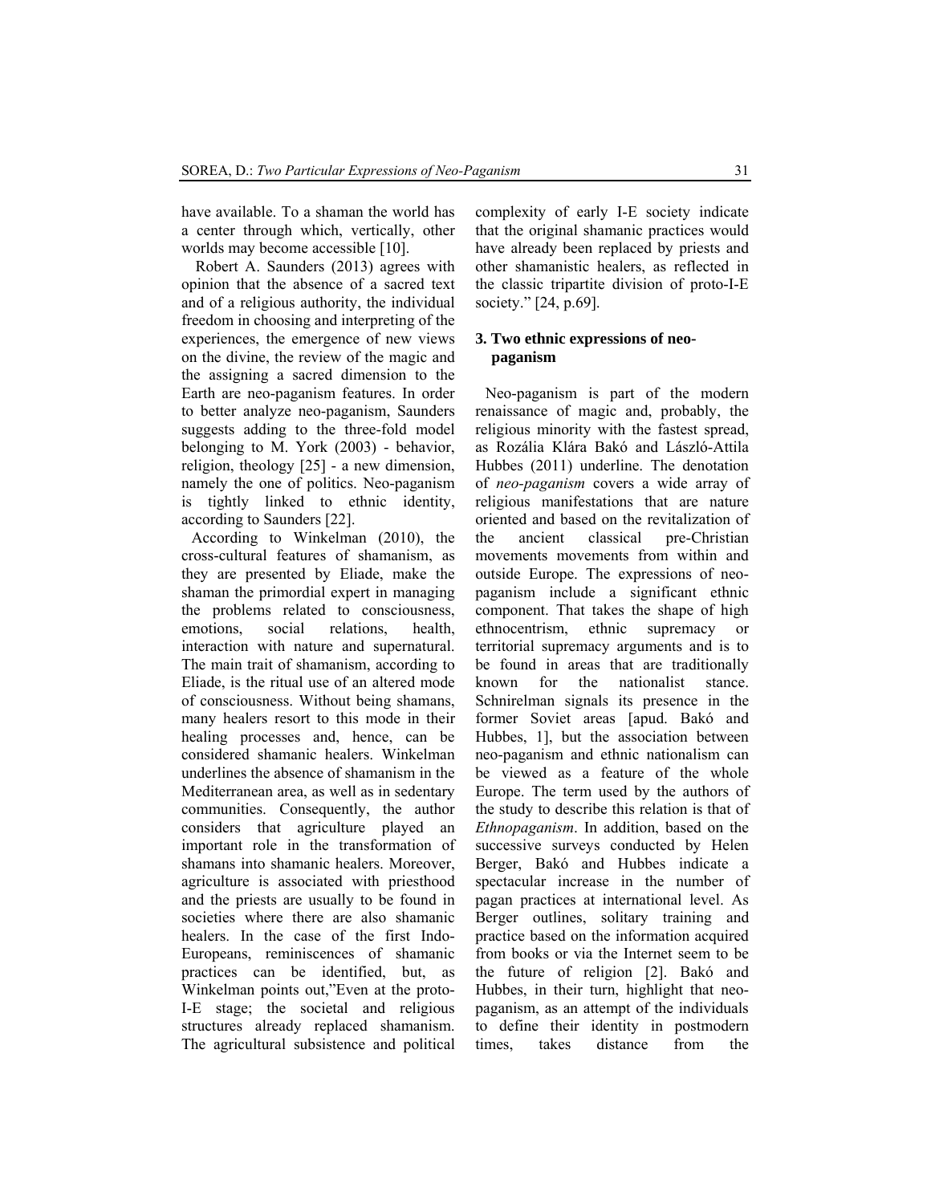have available. To a shaman the world has a center through which, vertically, other worlds may become accessible [10].

Robert A. Saunders (2013) agrees with opinion that the absence of a sacred text and of a religious authority, the individual freedom in choosing and interpreting of the experiences, the emergence of new views on the divine, the review of the magic and the assigning a sacred dimension to the Earth are neo-paganism features. In order to better analyze neo-paganism, Saunders suggests adding to the three-fold model belonging to M. York (2003) - behavior, religion, theology [25] - a new dimension, namely the one of politics. Neo-paganism is tightly linked to ethnic identity, according to Saunders [22].

According to Winkelman (2010), the cross-cultural features of shamanism, as they are presented by Eliade, make the shaman the primordial expert in managing the problems related to consciousness, emotions, social relations, health, interaction with nature and supernatural. The main trait of shamanism, according to Eliade, is the ritual use of an altered mode of consciousness. Without being shamans, many healers resort to this mode in their healing processes and, hence, can be considered shamanic healers. Winkelman underlines the absence of shamanism in the Mediterranean area, as well as in sedentary communities. Consequently, the author considers that agriculture played an important role in the transformation of shamans into shamanic healers. Moreover, agriculture is associated with priesthood and the priests are usually to be found in societies where there are also shamanic healers. In the case of the first Indo-Europeans, reminiscences of shamanic practices can be identified, but, as Winkelman points out,"Even at the proto-I-E stage; the societal and religious structures already replaced shamanism. The agricultural subsistence and political complexity of early I-E society indicate that the original shamanic practices would have already been replaced by priests and other shamanistic healers, as reflected in the classic tripartite division of proto-I-E society." [24, p.69].

## 3. Two ethnic expressions of neo-paganism

Neo-paganism is part of the modern renaissance of magic and, probably, the religious minority with the fastest spread, as Rozália Klára Bakó and László-Attila Hubbes (2011) underline. The denotation of *neo-paganism* covers a wide array of religious manifestations that are nature oriented and based on the revitalization of the ancient classical pre-Christian movements movements from within and outside Europe. The expressions of neo-paganism include a significant ethnic component. That takes the shape of high ethnocentrism, ethnic supremacy or territorial supremacy arguments and is to be found in areas that are traditionally known for the nationalist stance. Schnirelman signals its presence in the former Soviet areas [apud. Bakó and Hubbes, 1], but the association between neo-paganism and ethnic nationalism can be viewed as a feature of the whole Europe. The term used by the authors of the study to describe this relation is that of *Ethnopaganism*. In addition, based on the successive surveys conducted by Helen Berger, Bakó and Hubbes indicate a spectacular increase in the number of pagan practices at international level. As Berger outlines, solitary training and practice based on the information acquired from books or via the Internet seem to be the future of religion [2]. Bakó and Hubbes, in their turn, highlight that neo-paganism, as an attempt of the individuals to define their identity in postmodern times, takes distance from the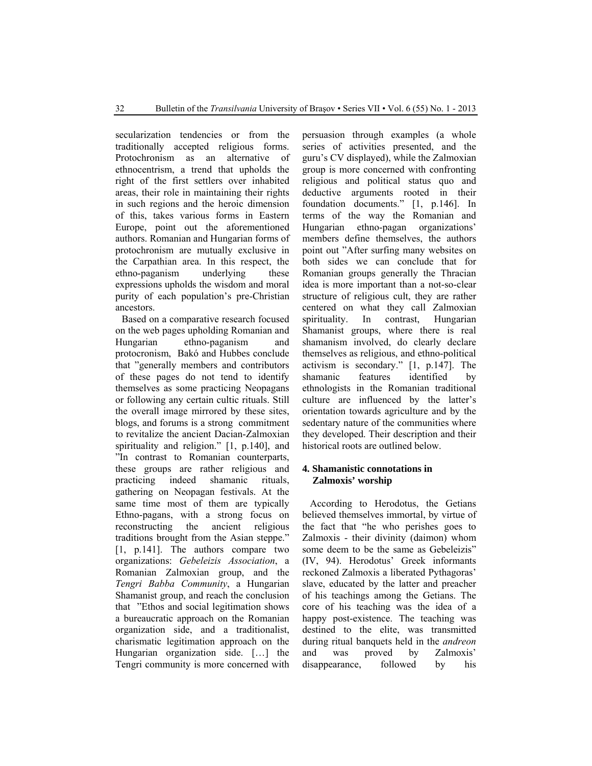secularization tendencies or from the traditionally accepted religious forms. Protochronism as an alternative of ethnocentrism, a trend that upholds the right of the first settlers over inhabited areas, their role in maintaining their rights in such regions and the heroic dimension of this, takes various forms in Eastern Europe, point out the aforementioned authors. Romanian and Hungarian forms of protochronism are mutually exclusive in the Carpathian area. In this respect, the ethno-paganism underlying these expressions upholds the wisdom and moral purity of each population's pre-Christian ancestors.

Based on a comparative research focused on the web pages upholding Romanian and Hungarian ethno-paganism and protocronism, Bakó and Hubbes conclude that "generally members and contributors of these pages do not tend to identify themselves as some practicing Neopagans or following any certain cultic rituals. Still the overall image mirrored by these sites, blogs, and forums is a strong commitment to revitalize the ancient Dacian-Zalmoxian spirituality and religion." [1, p.140], and "In contrast to Romanian counterparts, these groups are rather religious and practicing indeed shamanic rituals, gathering on Neopagan festivals. At the same time most of them are typically Ethno-pagans, with a strong focus on reconstructing the ancient religious traditions brought from the Asian steppe." [1, p.141]. The authors compare two organizations: *Gebeleizis Association*, a Romanian Zalmoxian group, and the *Tengri Babba Community*, a Hungarian Shamanist group, and reach the conclusion that "Ethos and social legitimation shows a bureaucratic approach on the Romanian organization side, and a traditionalist, charismatic legitimation approach on the Hungarian organization side. […] the Tengri community is more concerned with persuasion through examples (a whole series of activities presented, and the guru's CV displayed), while the Zalmoxian group is more concerned with confronting religious and political status quo and deductive arguments rooted in their foundation documents." [1, p.146]. In terms of the way the Romanian and Hungarian ethno-pagan organizations' members define themselves, the authors point out "After surfing many websites on both sides we can conclude that for Romanian groups generally the Thracian idea is more important than a not-so-clear structure of religious cult, they are rather centered on what they call Zalmoxian spirituality. In contrast, Hungarian Shamanist groups, where there is real shamanism involved, do clearly declare themselves as religious, and ethno-political activism is secondary." [1, p.147]. The shamanic features identified by ethnologists in the Romanian traditional culture are influenced by the latter's orientation towards agriculture and by the sedentary nature of the communities where they developed. Their description and their historical roots are outlined below.

## 4. Shamanistic connotations in Zalmoxis' worship

According to Herodotus, the Getians believed themselves immortal, by virtue of the fact that "he who perishes goes to Zalmoxis - their divinity (daimon) whom some deem to be the same as Gebeleizis" (IV, 94). Herodotus' Greek informants reckoned Zalmoxis a liberated Pythagoras' slave, educated by the latter and preacher of his teachings among the Getians. The core of his teaching was the idea of a happy post-existence. The teaching was destined to the elite, was transmitted during ritual banquets held in the *andreon* and was proved by Zalmoxis' disappearance, followed by his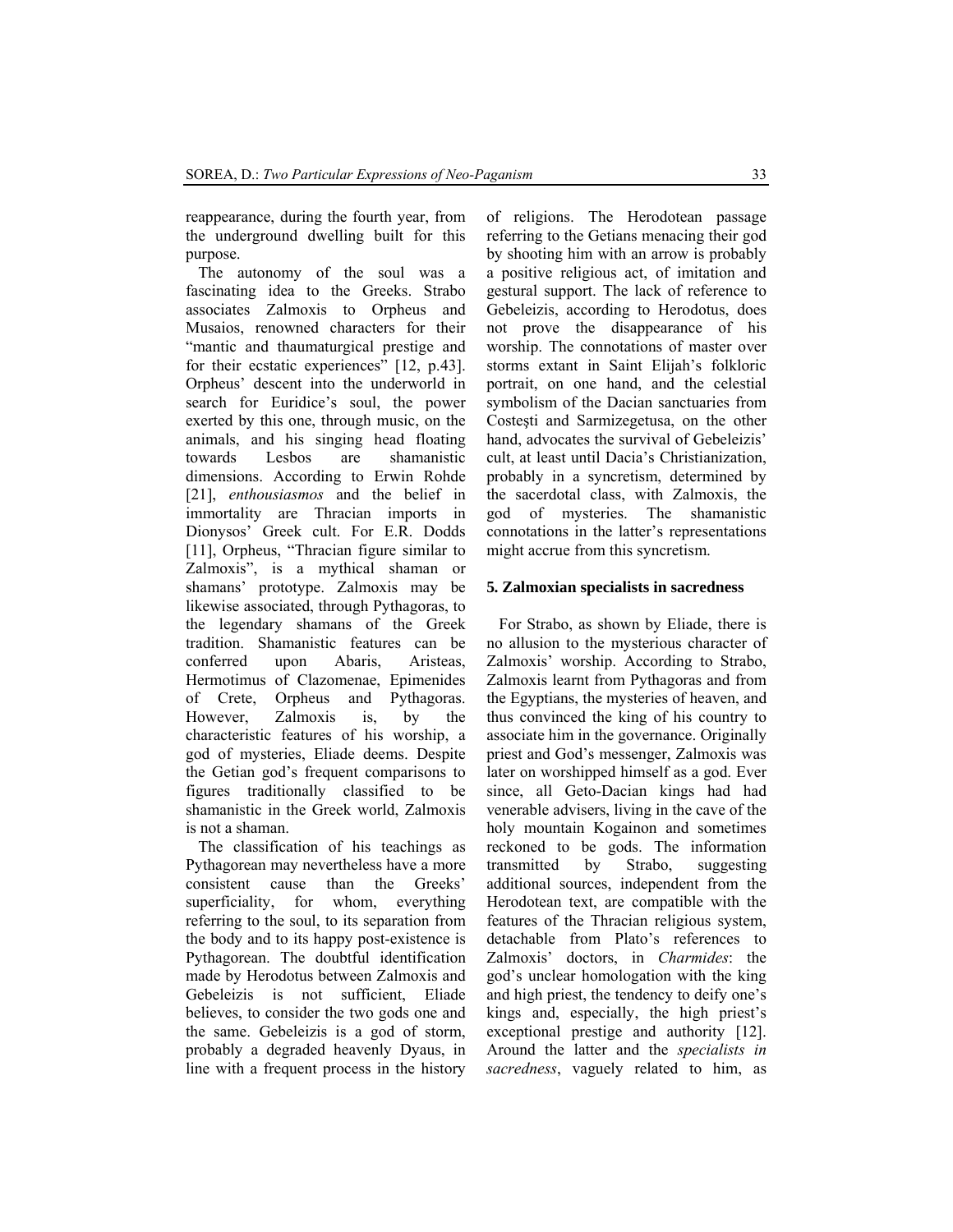reappearance, during the fourth year, from the underground dwelling built for this purpose.

The autonomy of the soul was a fascinating idea to the Greeks. Strabo associates Zalmoxis to Orpheus and Musaios, renowned characters for their "mantic and thaumaturgical prestige and for their ecstatic experiences" [12, p.43]. Orpheus' descent into the underworld in search for Euridice's soul, the power exerted by this one, through music, on the animals, and his singing head floating towards Lesbos are shamanistic dimensions. According to Erwin Rohde [21], *enthousiasmos* and the belief in immortality are Thracian imports in Dionysos' Greek cult. For E.R. Dodds [11], Orpheus, "Thracian figure similar to Zalmoxis", is a mythical shaman or shamans' prototype. Zalmoxis may be likewise associated, through Pythagoras, to the legendary shamans of the Greek tradition. Shamanistic features can be conferred upon Abaris, Aristeas, Hermotimus of Clazomenae, Epimenides of Crete, Orpheus and Pythagoras. However, Zalmoxis is, by the characteristic features of his worship, a god of mysteries, Eliade deems. Despite the Getian god's frequent comparisons to figures traditionally classified to be shamanistic in the Greek world, Zalmoxis is not a shaman.

The classification of his teachings as Pythagorean may nevertheless have a more consistent cause than the Greeks' superficiality, for whom, everything referring to the soul, to its separation from the body and to its happy post-existence is Pythagorean. The doubtful identification made by Herodotus between Zalmoxis and Gebeleizis is not sufficient, Eliade believes, to consider the two gods one and the same. Gebeleizis is a god of storm, probably a degraded heavenly Dyaus, in line with a frequent process in the history of religions. The Herodotean passage referring to the Getians menacing their god by shooting him with an arrow is probably a positive religious act, of imitation and gestural support. The lack of reference to Gebeleizis, according to Herodotus, does not prove the disappearance of his worship. The connotations of master over storms extant in Saint Elijah's folkloric portrait, on one hand, and the celestial symbolism of the Dacian sanctuaries from Costeşti and Sarmizegetusa, on the other hand, advocates the survival of Gebeleizis' cult, at least until Dacia's Christianization, probably in a syncretism, determined by the sacerdotal class, with Zalmoxis, the god of mysteries. The shamanistic connotations in the latter's representations might accrue from this syncretism.

## 5. Zalmoxian specialists in sacredness

For Strabo, as shown by Eliade, there is no allusion to the mysterious character of Zalmoxis' worship. According to Strabo, Zalmoxis learnt from Pythagoras and from the Egyptians, the mysteries of heaven, and thus convinced the king of his country to associate him in the governance. Originally priest and God's messenger, Zalmoxis was later on worshipped himself as a god. Ever since, all Geto-Dacian kings had had venerable advisers, living in the cave of the holy mountain Kogainon and sometimes reckoned to be gods. The information transmitted by Strabo, suggesting additional sources, independent from the Herodotean text, are compatible with the features of the Thracian religious system, detachable from Plato's references to Zalmoxis' doctors, in *Charmides*: the god's unclear homologation with the king and high priest, the tendency to deify one's kings and, especially, the high priest's exceptional prestige and authority [12]. Around the latter and the *specialists in sacredness*, vaguely related to him, as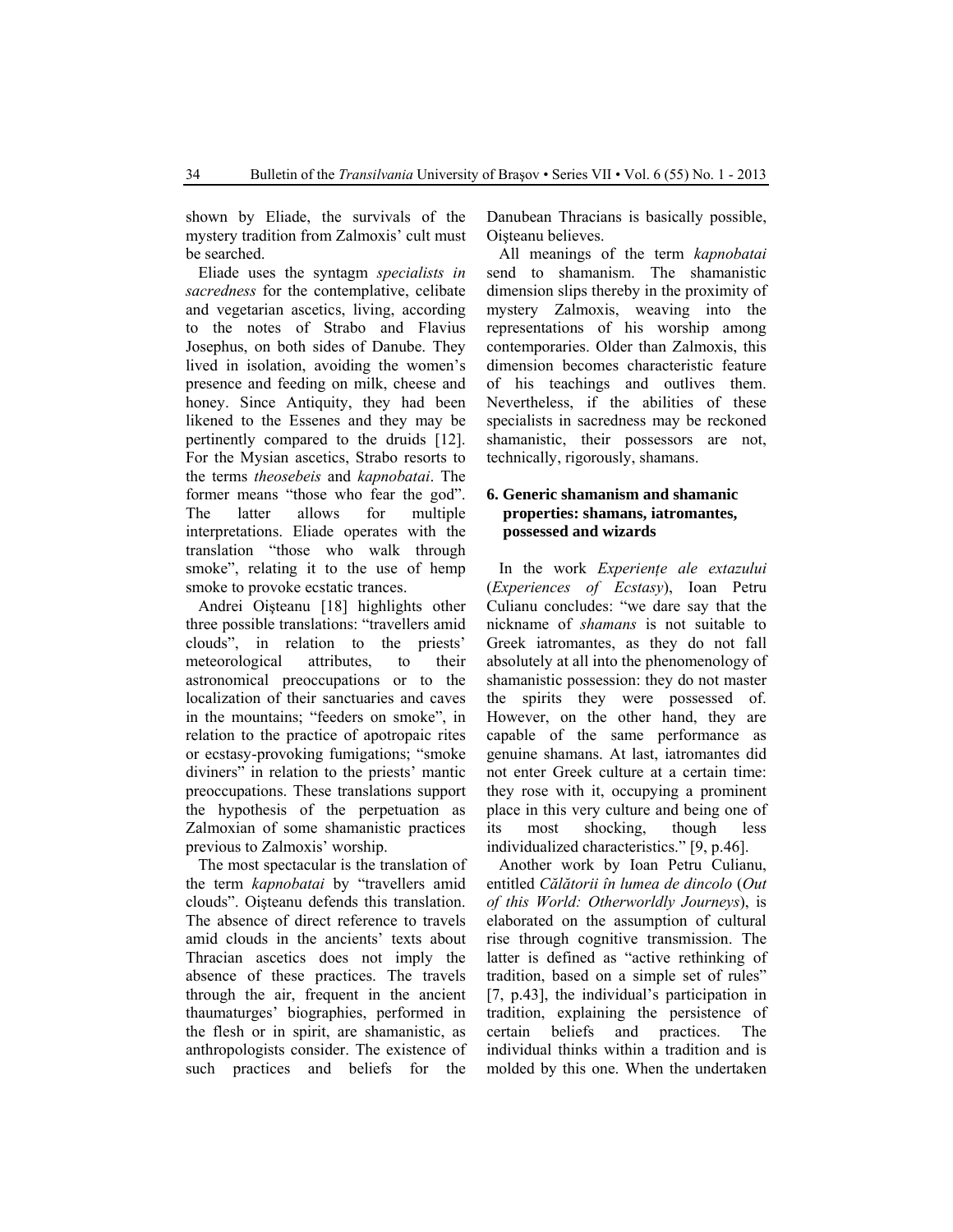shown by Eliade, the survivals of the mystery tradition from Zalmoxis' cult must be searched.

Eliade uses the syntagm *specialists in sacredness* for the contemplative, celibate and vegetarian ascetics, living, according to the notes of Strabo and Flavius Josephus, on both sides of Danube. They lived in isolation, avoiding the women's presence and feeding on milk, cheese and honey. Since Antiquity, they had been likened to the Essenes and they may be pertinently compared to the druids [12]. For the Mysian ascetics, Strabo resorts to the terms *theosebeis* and *kapnobatai*. The former means "those who fear the god". The latter allows for multiple interpretations. Eliade operates with the translation "those who walk through smoke", relating it to the use of hemp smoke to provoke ecstatic trances.

Andrei Oişteanu [18] highlights other three possible translations: "travellers amid clouds", in relation to the priests' meteorological attributes, to their astronomical preoccupations or to the localization of their sanctuaries and caves in the mountains; "feeders on smoke", in relation to the practice of apotropaic rites or ecstasy-provoking fumigations; "smoke diviners" in relation to the priests' mantic preoccupations. These translations support the hypothesis of the perpetuation as Zalmoxian of some shamanistic practices previous to Zalmoxis' worship.

The most spectacular is the translation of the term *kapnobatai* by "travellers amid clouds". Oişteanu defends this translation. The absence of direct reference to travels amid clouds in the ancients' texts about Thracian ascetics does not imply the absence of these practices. The travels through the air, frequent in the ancient thaumaturges' biographies, performed in the flesh or in spirit, are shamanistic, as anthropologists consider. The existence of such practices and beliefs for the Danubean Thracians is basically possible, Oişteanu believes.

All meanings of the term *kapnobatai* send to shamanism. The shamanistic dimension slips thereby in the proximity of mystery Zalmoxis, weaving into the representations of his worship among contemporaries. Older than Zalmoxis, this dimension becomes characteristic feature of his teachings and outlives them. Nevertheless, if the abilities of these specialists in sacredness may be reckoned shamanistic, their possessors are not, technically, rigorously, shamans.

## 6. Generic shamanism and shamanic properties: shamans, iatromantes, possessed and wizards

In the work *Experienţe ale extazului* (*Experiences of Ecstasy*), Ioan Petru Culianu concludes: "we dare say that the nickname of *shamans* is not suitable to Greek iatromantes, as they do not fall absolutely at all into the phenomenology of shamanistic possession: they do not master the spirits they were possessed of. However, on the other hand, they are capable of the same performance as genuine shamans. At last, iatromantes did not enter Greek culture at a certain time: they rose with it, occupying a prominent place in this very culture and being one of its most shocking, though less individualized characteristics." [9, p.46].

Another work by Ioan Petru Culianu, entitled *Călătorii în lumea de dincolo* (*Out of this World: Otherworldly Journeys*), is elaborated on the assumption of cultural rise through cognitive transmission. The latter is defined as "active rethinking of tradition, based on a simple set of rules" [7, p.43], the individual's participation in tradition, explaining the persistence of certain beliefs and practices. The individual thinks within a tradition and is molded by this one. When the undertaken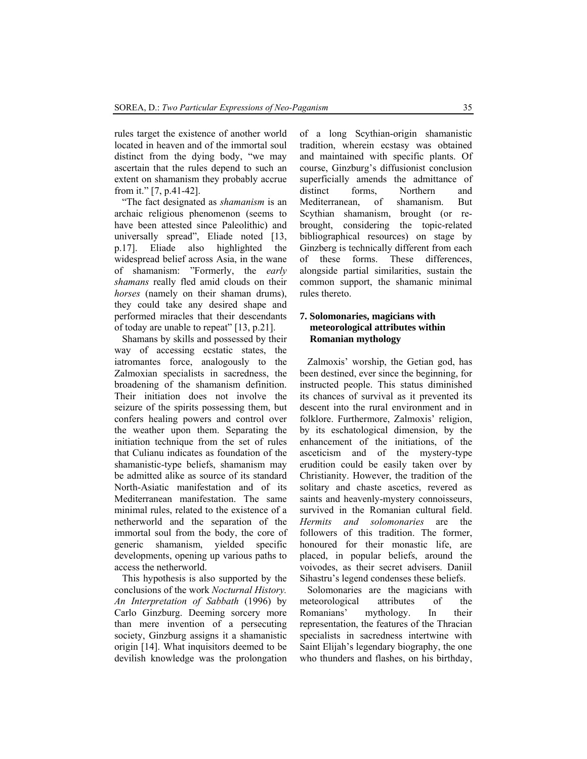rules target the existence of another world located in heaven and of the immortal soul distinct from the dying body, "we may ascertain that the rules depend to such an extent on shamanism they probably accrue from it." [7, p.41-42].

"The fact designated as *shamanism* is an archaic religious phenomenon (seems to have been attested since Paleolithic) and universally spread", Eliade noted [13, p.17]. Eliade also highlighted the widespread belief across Asia, in the wane of shamanism: "Formerly, the *early shamans* really fled amid clouds on their *horses* (namely on their shaman drums), they could take any desired shape and performed miracles that their descendants of today are unable to repeat" [13, p.21].

Shamans by skills and possessed by their way of accessing ecstatic states, the iatromantes force, analogously to the Zalmoxian specialists in sacredness, the broadening of the shamanism definition. Their initiation does not involve the seizure of the spirits possessing them, but confers healing powers and control over the weather upon them. Separating the initiation technique from the set of rules that Culianu indicates as foundation of the shamanistic-type beliefs, shamanism may be admitted alike as source of its standard North-Asiatic manifestation and of its Mediterranean manifestation. The same minimal rules, related to the existence of a netherworld and the separation of the immortal soul from the body, the core of generic shamanism, yielded specific developments, opening up various paths to access the netherworld.

This hypothesis is also supported by the conclusions of the work *Nocturnal History. An Interpretation of Sabbath* (1996) by Carlo Ginzburg. Deeming sorcery more than mere invention of a persecuting society, Ginzburg assigns it a shamanistic origin [14]. What inquisitors deemed to be devilish knowledge was the prolongation of a long Scythian-origin shamanistic tradition, wherein ecstasy was obtained and maintained with specific plants. Of course, Ginzburg's diffusionist conclusion superficially amends the admittance of distinct forms, Northern and Mediterranean, of shamanism. But Scythian shamanism, brought (or re-brought, considering the topic-related bibliographical resources) on stage by Ginzberg is technically different from each of these forms. These differences, alongside partial similarities, sustain the common support, the shamanic minimal rules thereto.

## 7. Solomonaries, magicians with meteorological attributes within Romanian mythology

Zalmoxis' worship, the Getian god, has been destined, ever since the beginning, for instructed people. This status diminished its chances of survival as it prevented its descent into the rural environment and in folklore. Furthermore, Zalmoxis' religion, by its eschatological dimension, by the enhancement of the initiations, of the asceticism and of the mystery-type erudition could be easily taken over by Christianity. However, the tradition of the solitary and chaste ascetics, revered as saints and heavenly-mystery connoisseurs, survived in the Romanian cultural field. *Hermits and solomonaries* are the followers of this tradition. The former, honoured for their monastic life, are placed, in popular beliefs, around the voivodes, as their secret advisers. Daniil Sihastru's legend condenses these beliefs.

Solomonaries are the magicians with meteorological attributes of the Romanians' mythology. In their representation, the features of the Thracian specialists in sacredness intertwine with Saint Elijah's legendary biography, the one who thunders and flashes, on his birthday,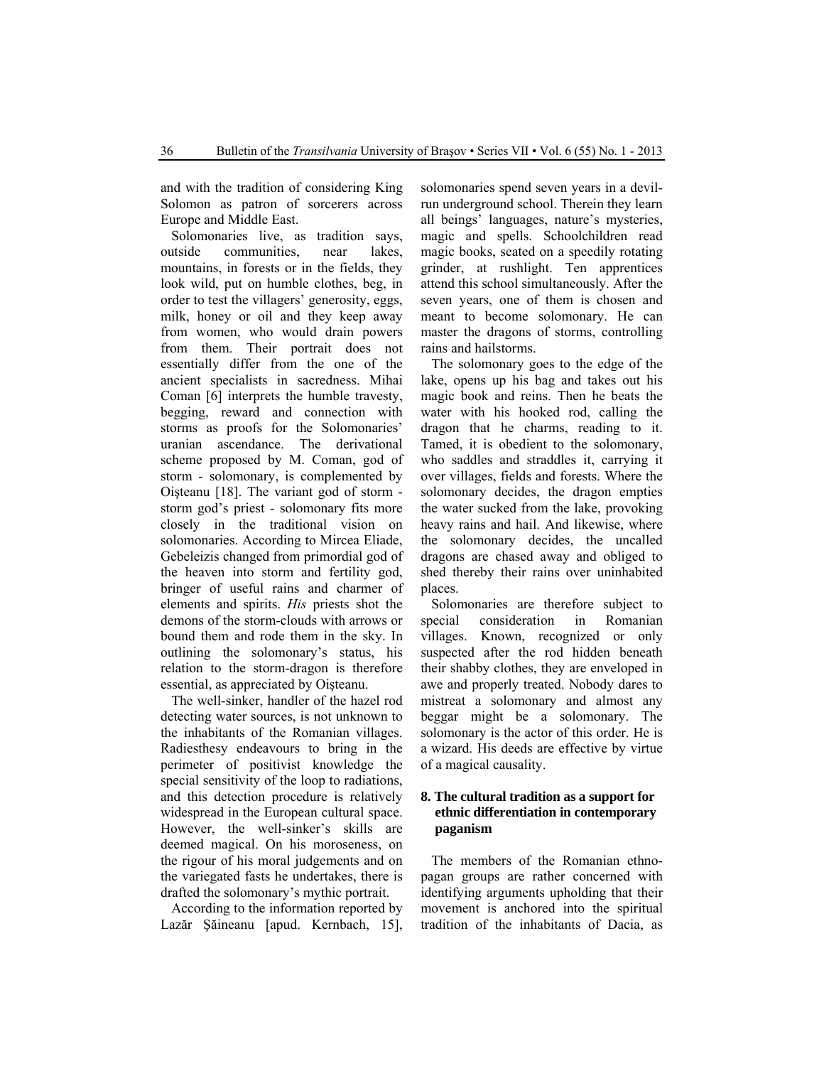and with the tradition of considering King Solomon as patron of sorcerers across Europe and Middle East.

Solomonaries live, as tradition says, outside communities, near lakes, mountains, in forests or in the fields, they look wild, put on humble clothes, beg, in order to test the villagers' generosity, eggs, milk, honey or oil and they keep away from women, who would drain powers from them. Their portrait does not essentially differ from the one of the ancient specialists in sacredness. Mihai Coman [6] interprets the humble travesty, begging, reward and connection with storms as proofs for the Solomonaries' uranian ascendance. The derivational scheme proposed by M. Coman, god of storm - solomonary, is complemented by Oişteanu [18]. The variant god of storm - storm god's priest - solomonary fits more closely in the traditional vision on solomonaries. According to Mircea Eliade, Gebeleizis changed from primordial god of the heaven into storm and fertility god, bringer of useful rains and charmer of elements and spirits. *His* priests shot the demons of the storm-clouds with arrows or bound them and rode them in the sky. In outlining the solomonary's status, his relation to the storm-dragon is therefore essential, as appreciated by Oişteanu.

The well-sinker, handler of the hazel rod detecting water sources, is not unknown to the inhabitants of the Romanian villages. Radiesthesy endeavours to bring in the perimeter of positivist knowledge the special sensitivity of the loop to radiations, and this detection procedure is relatively widespread in the European cultural space. However, the well-sinker's skills are deemed magical. On his moroseness, on the rigour of his moral judgements and on the variegated fasts he undertakes, there is drafted the solomonary's mythic portrait.

According to the information reported by Lazăr Şăineanu [apud. Kernbach, 15], solomonaries spend seven years in a devil-run underground school. Therein they learn all beings' languages, nature's mysteries, magic and spells. Schoolchildren read magic books, seated on a speedily rotating grinder, at rushlight. Ten apprentices attend this school simultaneously. After the seven years, one of them is chosen and meant to become solomonary. He can master the dragons of storms, controlling rains and hailstorms.

The solomonary goes to the edge of the lake, opens up his bag and takes out his magic book and reins. Then he beats the water with his hooked rod, calling the dragon that he charms, reading to it. Tamed, it is obedient to the solomonary, who saddles and straddles it, carrying it over villages, fields and forests. Where the solomonary decides, the dragon empties the water sucked from the lake, provoking heavy rains and hail. And likewise, where the solomonary decides, the uncalled dragons are chased away and obliged to shed thereby their rains over uninhabited places.

Solomonaries are therefore subject to special consideration in Romanian villages. Known, recognized or only suspected after the rod hidden beneath their shabby clothes, they are enveloped in awe and properly treated. Nobody dares to mistreat a solomonary and almost any beggar might be a solomonary. The solomonary is the actor of this order. He is a wizard. His deeds are effective by virtue of a magical causality.

## 8. The cultural tradition as a support for ethnic differentiation in contemporary paganism

The members of the Romanian ethno-pagan groups are rather concerned with identifying arguments upholding that their movement is anchored into the spiritual tradition of the inhabitants of Dacia, as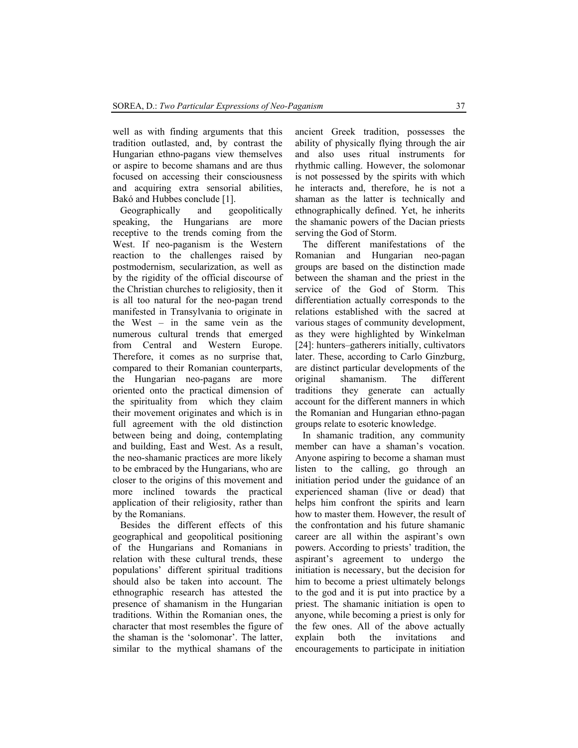well as with finding arguments that this tradition outlasted, and, by contrast the Hungarian ethno-pagans view themselves or aspire to become shamans and are thus focused on accessing their consciousness and acquiring extra sensorial abilities, Bakó and Hubbes conclude [1].

Geographically and geopolitically speaking, the Hungarians are more receptive to the trends coming from the West. If neo-paganism is the Western reaction to the challenges raised by postmodernism, secularization, as well as by the rigidity of the official discourse of the Christian churches to religiosity, then it is all too natural for the neo-pagan trend manifested in Transylvania to originate in the West – in the same vein as the numerous cultural trends that emerged from Central and Western Europe. Therefore, it comes as no surprise that, compared to their Romanian counterparts, the Hungarian neo-pagans are more oriented onto the practical dimension of the spirituality from which they claim their movement originates and which is in full agreement with the old distinction between being and doing, contemplating and building, East and West. As a result, the neo-shamanic practices are more likely to be embraced by the Hungarians, who are closer to the origins of this movement and more inclined towards the practical application of their religiosity, rather than by the Romanians.

Besides the different effects of this geographical and geopolitical positioning of the Hungarians and Romanians in relation with these cultural trends, these populations' different spiritual traditions should also be taken into account. The ethnographic research has attested the presence of shamanism in the Hungarian traditions. Within the Romanian ones, the character that most resembles the figure of the shaman is the 'solomonar'. The latter, similar to the mythical shamans of the ancient Greek tradition, possesses the ability of physically flying through the air and also uses ritual instruments for rhythmic calling. However, the solomonar is not possessed by the spirits with which he interacts and, therefore, he is not a shaman as the latter is technically and ethnographically defined. Yet, he inherits the shamanic powers of the Dacian priests serving the God of Storm.

The different manifestations of the Romanian and Hungarian neo-pagan groups are based on the distinction made between the shaman and the priest in the service of the God of Storm. This differentiation actually corresponds to the relations established with the sacred at various stages of community development, as they were highlighted by Winkelman [24]: hunters–gatherers initially, cultivators later. These, according to Carlo Ginzburg, are distinct particular developments of the original shamanism. The different traditions they generate can actually account for the different manners in which the Romanian and Hungarian ethno-pagan groups relate to esoteric knowledge.

In shamanic tradition, any community member can have a shaman's vocation. Anyone aspiring to become a shaman must listen to the calling, go through an initiation period under the guidance of an experienced shaman (live or dead) that helps him confront the spirits and learn how to master them. However, the result of the confrontation and his future shamanic career are all within the aspirant's own powers. According to priests' tradition, the aspirant's agreement to undergo the initiation is necessary, but the decision for him to become a priest ultimately belongs to the god and it is put into practice by a priest. The shamanic initiation is open to anyone, while becoming a priest is only for the few ones. All of the above actually explain both the invitations and encouragements to participate in initiation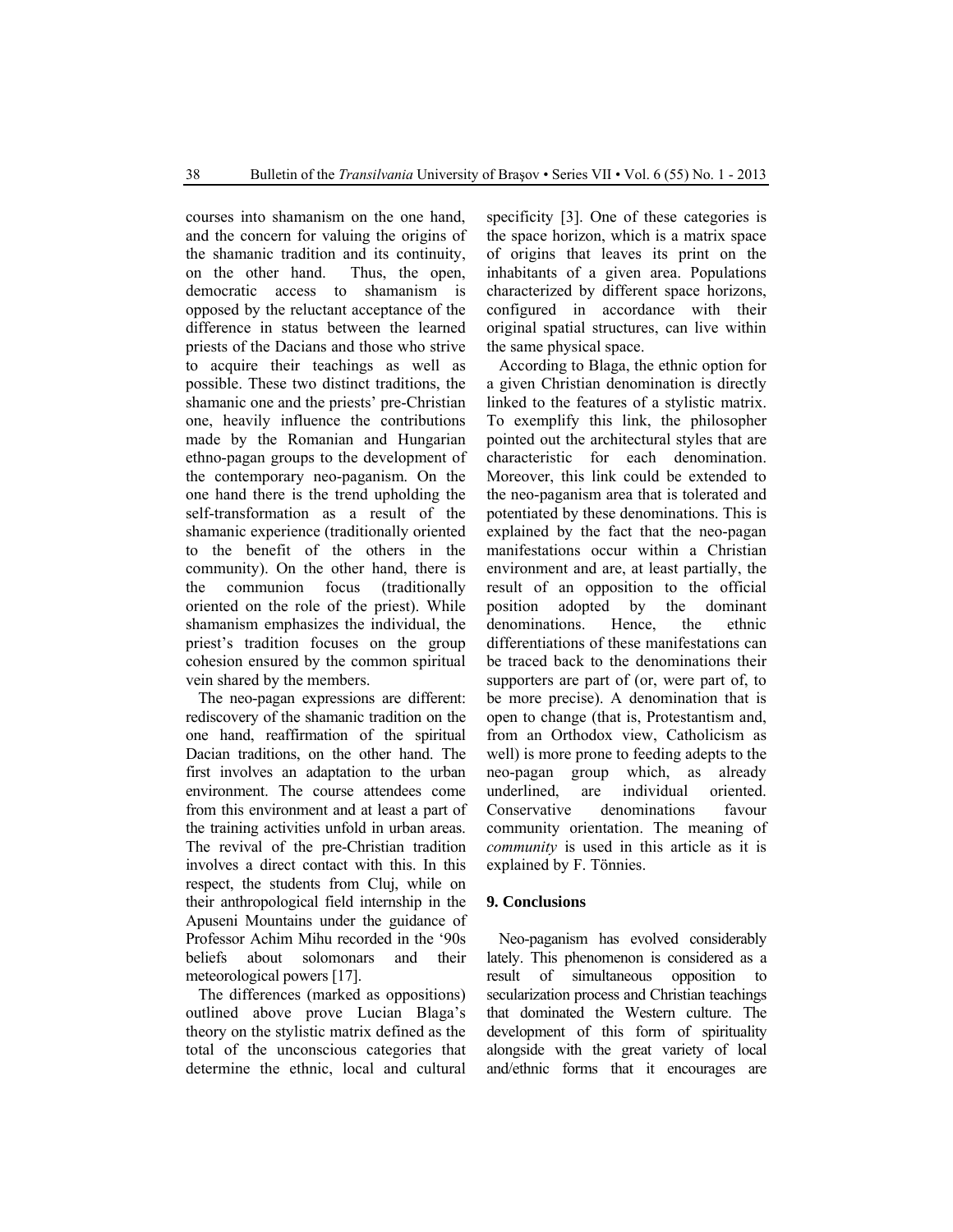courses into shamanism on the one hand, and the concern for valuing the origins of the shamanic tradition and its continuity, on the other hand. Thus, the open, democratic access to shamanism is opposed by the reluctant acceptance of the difference in status between the learned priests of the Dacians and those who strive to acquire their teachings as well as possible. These two distinct traditions, the shamanic one and the priests' pre-Christian one, heavily influence the contributions made by the Romanian and Hungarian ethno-pagan groups to the development of the contemporary neo-paganism. On the one hand there is the trend upholding the self-transformation as a result of the shamanic experience (traditionally oriented to the benefit of the others in the community). On the other hand, there is the communion focus (traditionally oriented on the role of the priest). While shamanism emphasizes the individual, the priest's tradition focuses on the group cohesion ensured by the common spiritual vein shared by the members.

The neo-pagan expressions are different: rediscovery of the shamanic tradition on the one hand, reaffirmation of the spiritual Dacian traditions, on the other hand. The first involves an adaptation to the urban environment. The course attendees come from this environment and at least a part of the training activities unfold in urban areas. The revival of the pre-Christian tradition involves a direct contact with this. In this respect, the students from Cluj, while on their anthropological field internship in the Apuseni Mountains under the guidance of Professor Achim Mihu recorded in the '90s beliefs about solomonars and their meteorological powers [17].

The differences (marked as oppositions) outlined above prove Lucian Blaga's theory on the stylistic matrix defined as the total of the unconscious categories that determine the ethnic, local and cultural specificity [3]. One of these categories is the space horizon, which is a matrix space of origins that leaves its print on the inhabitants of a given area. Populations characterized by different space horizons, configured in accordance with their original spatial structures, can live within the same physical space.

According to Blaga, the ethnic option for a given Christian denomination is directly linked to the features of a stylistic matrix. To exemplify this link, the philosopher pointed out the architectural styles that are characteristic for each denomination. Moreover, this link could be extended to the neo-paganism area that is tolerated and potentiated by these denominations. This is explained by the fact that the neo-pagan manifestations occur within a Christian environment and are, at least partially, the result of an opposition to the official position adopted by the dominant denominations. Hence, the ethnic differentiations of these manifestations can be traced back to the denominations their supporters are part of (or, were part of, to be more precise). A denomination that is open to change (that is, Protestantism and, from an Orthodox view, Catholicism as well) is more prone to feeding adepts to the neo-pagan group which, as already underlined, are individual oriented. Conservative denominations favour community orientation. The meaning of *community* is used in this article as it is explained by F. Tönnies.

## 9. Conclusions

Neo-paganism has evolved considerably lately. This phenomenon is considered as a result of simultaneous opposition to secularization process and Christian teachings that dominated the Western culture. The development of this form of spirituality alongside with the great variety of local and/ethnic forms that it encourages are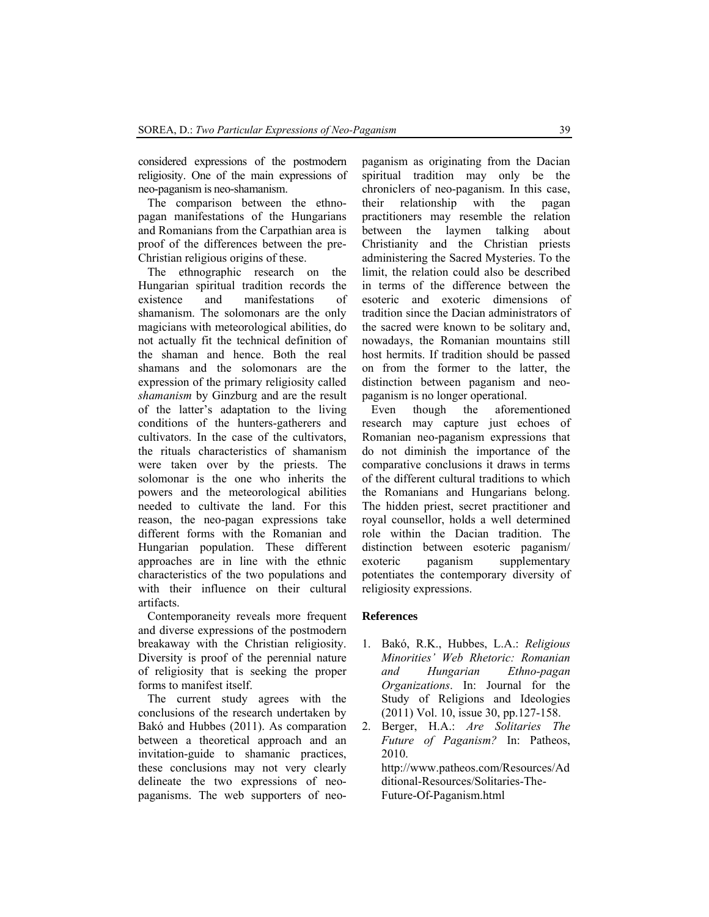considered expressions of the postmodern religiosity. One of the main expressions of neo-paganism is neo-shamanism.

The comparison between the ethno-pagan manifestations of the Hungarians and Romanians from the Carpathian area is proof of the differences between the pre-Christian religious origins of these.

The ethnographic research on the Hungarian spiritual tradition records the existence and manifestations of shamanism. The solomonars are the only magicians with meteorological abilities, do not actually fit the technical definition of the shaman and hence. Both the real shamans and the solomonars are the expression of the primary religiosity called *shamanism* by Ginzburg and are the result of the latter's adaptation to the living conditions of the hunters-gatherers and cultivators. In the case of the cultivators, the rituals characteristics of shamanism were taken over by the priests. The solomonar is the one who inherits the powers and the meteorological abilities needed to cultivate the land. For this reason, the neo-pagan expressions take different forms with the Romanian and Hungarian population. These different approaches are in line with the ethnic characteristics of the two populations and with their influence on their cultural artifacts.

Contemporaneity reveals more frequent and diverse expressions of the postmodern breakaway with the Christian religiosity. Diversity is proof of the perennial nature of religiosity that is seeking the proper forms to manifest itself.

The current study agrees with the conclusions of the research undertaken by Bakó and Hubbes (2011). As comparation between a theoretical approach and an invitation-guide to shamanic practices, these conclusions may not very clearly delineate the two expressions of neo-paganisms. The web supporters of neo-paganism as originating from the Dacian spiritual tradition may only be the chroniclers of neo-paganism. In this case, their relationship with the pagan practitioners may resemble the relation between the laymen talking about Christianity and the Christian priests administering the Sacred Mysteries. To the limit, the relation could also be described in terms of the difference between the esoteric and exoteric dimensions of tradition since the Dacian administrators of the sacred were known to be solitary and, nowadays, the Romanian mountains still host hermits. If tradition should be passed on from the former to the latter, the distinction between paganism and neo-paganism is no longer operational.

Even though the aforementioned research may capture just echoes of Romanian neo-paganism expressions that do not diminish the importance of the comparative conclusions it draws in terms of the different cultural traditions to which the Romanians and Hungarians belong. The hidden priest, secret practitioner and royal counsellor, holds a well determined role within the Dacian tradition. The distinction between esoteric paganism/ exoteric paganism supplementary potentiates the contemporary diversity of religiosity expressions.

## References

1. Bakó, R.K., Hubbes, L.A.: *Religious Minorities' Web Rhetoric: Romanian and Hungarian Ethno-pagan Organizations*. In: Journal for the Study of Religions and Ideologies (2011) Vol. 10, issue 30, pp.127-158.
2. Berger, H.A.: *Are Solitaries The Future of Paganism?* In: Patheos, 2010. http://www.patheos.com/Resources/Additional-Resources/Solitaries-The-Future-Of-Paganism.html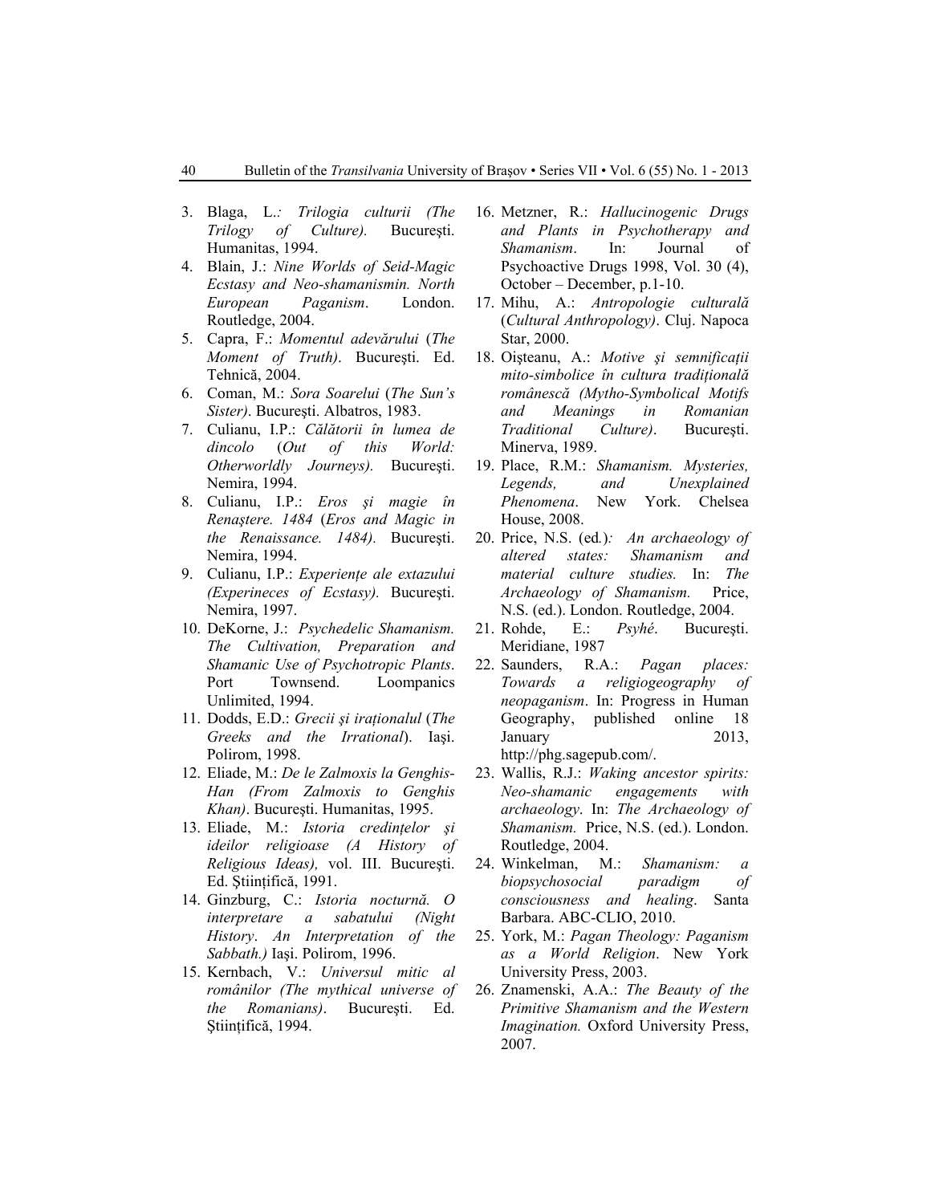3. Blaga, L.: *Trilogia culturii (The Trilogy of Culture).* Bucureşti. Humanitas, 1994.
4. Blain, J.: *Nine Worlds of Seid-Magic Ecstasy and Neo-shamanismin. North European Paganism*. London. Routledge, 2004.
5. Capra, F.: *Momentul adevărului* (*The Moment of Truth)*. Bucureşti. Ed. Tehnică, 2004.
6. Coman, M.: *Sora Soarelui* (*The Sun's Sister)*. Bucureşti. Albatros, 1983.
7. Culianu, I.P.: *Călătorii în lumea de dincolo* (*Out of this World: Otherworldly Journeys).* Bucureşti. Nemira, 1994.
8. Culianu, I.P.: *Eros şi magie în Renaştere. 1484* (*Eros and Magic in the Renaissance. 1484).* Bucureşti. Nemira, 1994.
9. Culianu, I.P.: *Experienţe ale extazului (Experineces of Ecstasy).* Bucureşti. Nemira, 1997.
10. DeKorne, J.: *Psychedelic Shamanism. The Cultivation, Preparation and Shamanic Use of Psychotropic Plants*. Port Townsend. Loompanics Unlimited, 1994.
11. Dodds, E.D.: *Grecii şi iraţionalul* (*The Greeks and the Irrational*). Iaşi. Polirom, 1998.
12. Eliade, M.: *De le Zalmoxis la Genghis-Han (From Zalmoxis to Genghis Khan)*. Bucureşti. Humanitas, 1995.
13. Eliade, M.: *Istoria credinţelor şi ideilor religioase (A History of Religious Ideas),* vol. III. Bucureşti. Ed. Ştiinţifică, 1991.
14. Ginzburg, C.: *Istoria nocturnă. O interpretare a sabatului (Night History*. *An Interpretation of the Sabbath.)* Iaşi. Polirom, 1996.
15. Kernbach, V.: *Universul mitic al românilor (The mythical universe of the Romanians)*. Bucureşti. Ed. Ştiinţifică, 1994.
16. Metzner, R.: *Hallucinogenic Drugs and Plants in Psychotherapy and Shamanism*. In: Journal of Psychoactive Drugs 1998, Vol. 30 (4), October – December, p.1-10.
17. Mihu, A.: *Antropologie culturală* (*Cultural Anthropology)*. Cluj. Napoca Star, 2000.
18. Oişteanu, A.: *Motive şi semnificaţii mito-simbolice în cultura tradiţională românească (Mytho-Symbolical Motifs and Meanings in Romanian Traditional Culture)*. Bucureşti. Minerva, 1989.
19. Place, R.M.: *Shamanism. Mysteries, Legends, and Unexplained Phenomena*. New York. Chelsea House, 2008.
20. Price, N.S. (ed*.*)*: An archaeology of altered states: Shamanism and material culture studies.* In: *The Archaeology of Shamanism.* Price, N.S. (ed.). London. Routledge, 2004.
21. Rohde, E.: *Psyhé*. Bucureşti. Meridiane, 1987
22. Saunders, R.A.: *Pagan places: Towards a religiogeography of neopaganism*. In: Progress in Human Geography, published online 18 January 2013, http://phg.sagepub.com/.
23. Wallis, R.J.: *Waking ancestor spirits: Neo-shamanic engagements with archaeology*. In: *The Archaeology of Shamanism.* Price, N.S. (ed.). London. Routledge, 2004.
24. Winkelman, M.: *Shamanism: a biopsychosocial paradigm of consciousness and healing*. Santa Barbara. ABC-CLIO, 2010.
25. York, M.: *Pagan Theology: Paganism as a World Religion*. New York University Press, 2003.
26. Znamenski, A.A.: *The Beauty of the Primitive Shamanism and the Western Imagination.* Oxford University Press, 2007.